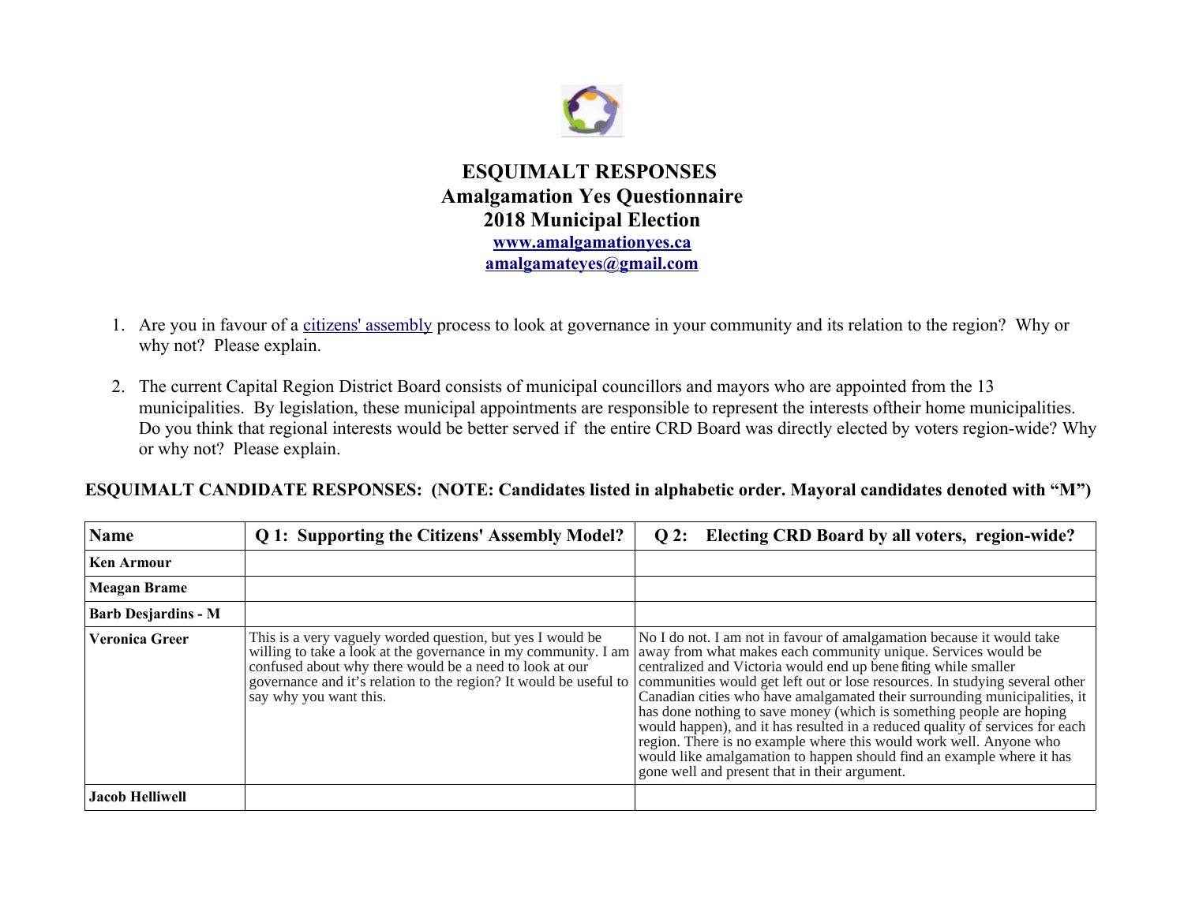# ESQUIMALT RESPONSES
## Amalgamation Yes Questionnaire
## 2018 Municipal Election

**www.amalgamationyes.ca**
**amalgamateyes@gmail.com**

1. Are you in favour of a citizens' assembly process to look at governance in your community and its relation to the region? Why or why not? Please explain.

2. The current Capital Region District Board consists of municipal councillors and mayors who are appointed from the 13 municipalities. By legislation, these municipal appointments are responsible to represent the interests oftheir home municipalities. Do you think that regional interests would be better served if the entire CRD Board was directly elected by voters region-wide? Why or why not? Please explain.

**ESQUIMALT CANDIDATE RESPONSES: (NOTE: Candidates listed in alphabetic order. Mayoral candidates denoted with "M")**

| Name | Q 1: Supporting the Citizens' Assembly Model? | Q 2: Electing CRD Board by all voters, region-wide? |
|---|---|---|
| **Ken Armour** | | |
| **Meagan Brame** | | |
| **Barb Desjardins - M** | | |
| **Veronica Greer** | This is a very vaguely worded question, but yes I would be willing to take a look at the governance in my community. I am confused about why there would be a need to look at our governance and it's relation to the region? It would be useful to say why you want this. | No I do not. I am not in favour of amalgamation because it would take away from what makes each community unique. Services would be centralized and Victoria would end up benefiting while smaller communities would get left out or lose resources. In studying several other Canadian cities who have amalgamated their surrounding municipalities, it has done nothing to save money (which is something people are hoping would happen), and it has resulted in a reduced quality of services for each region. There is no example where this would work well. Anyone who would like amalgamation to happen should find an example where it has gone well and present that in their argument. |
| **Jacob Helliwell** | | |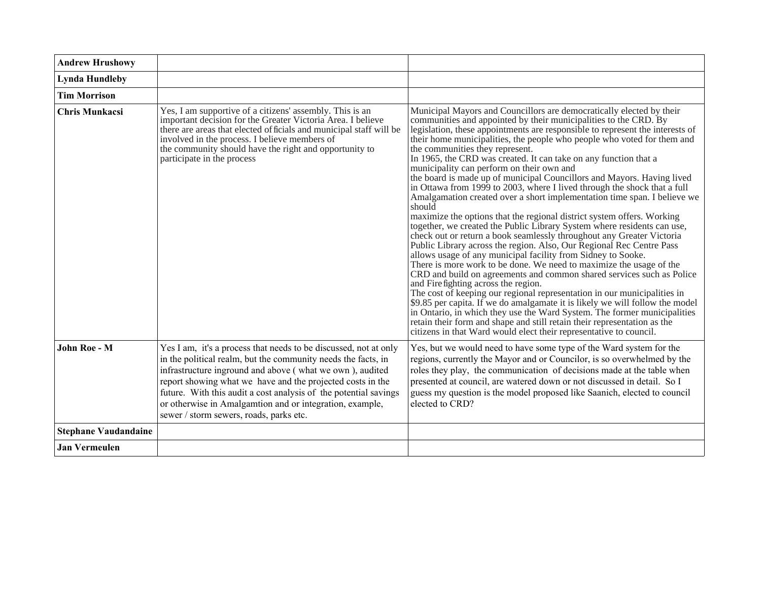| | | |
|---|---|---|
| **Andrew Hrushowy** | | |
| **Lynda Hundleby** | | |
| **Tim Morrison** | | |
| **Chris Munkacsi** | Yes, I am supportive of a citizens' assembly. This is an important decision for the Greater Victoria Area. I believe there are areas that elected officials and municipal staff will be involved in the process. I believe members of the community should have the right and opportunity to participate in the process | Municipal Mayors and Councillors are democratically elected by their communities and appointed by their municipalities to the CRD. By legislation, these appointments are responsible to represent the interests of their home municipalities, the people who people who voted for them and the communities they represent.<br>In 1965, the CRD was created. It can take on any function that a municipality can perform on their own and the board is made up of municipal Councillors and Mayors. Having lived in Ottawa from 1999 to 2003, where I lived through the shock that a full Amalgamation created over a short implementation time span. I believe we should maximize the options that the regional district system offers. Working together, we created the Public Library System where residents can use, check out or return a book seamlessly throughout any Greater Victoria Public Library across the region. Also, Our Regional Rec Centre Pass allows usage of any municipal facility from Sidney to Sooke.<br>There is more work to be done. We need to maximize the usage of the CRD and build on agreements and common shared services such as Police and Firefighting across the region.<br>The cost of keeping our regional representation in our municipalities in $9.85 per capita. If we do amalgamate it is likely we will follow the model in Ontario, in which they use the Ward System. The former municipalities retain their form and shape and still retain their representation as the citizens in that Ward would elect their representative to council. |
| **John Roe - M** | Yes I am, it's a process that needs to be discussed, not at only in the political realm, but the community needs the facts, in infrastructure inground and above ( what we own ), audited report showing what we have and the projected costs in the future. With this audit a cost analysis of the potential savings or otherwise in Amalgamtion and or integration, example, sewer / storm sewers, roads, parks etc. | Yes, but we would need to have some type of the Ward system for the regions, currently the Mayor and or Councilor, is so overwhelmed by the roles they play, the communication of decisions made at the table when presented at council, are watered down or not discussed in detail. So I guess my question is the model proposed like Saanich, elected to council elected to CRD? |
| **Stephane Vaudandaine** | | |
| **Jan Vermeulen** | | |